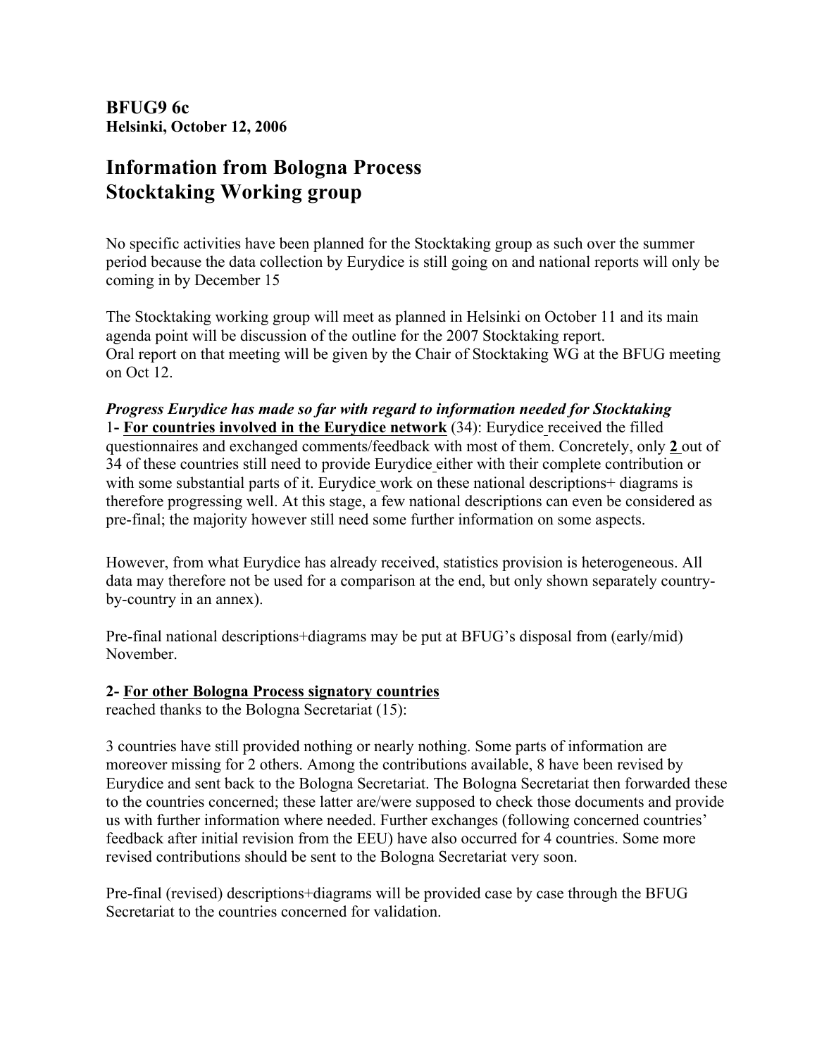**BFUG9 6c**
**Helsinki, October 12, 2006**

# Information from Bologna Process Stocktaking Working group

No specific activities have been planned for the Stocktaking group as such over the summer period because the data collection by Eurydice is still going on and national reports will only be coming in by December 15

The Stocktaking working group will meet as planned in Helsinki on October 11 and its main agenda point will be discussion of the outline for the 2007 Stocktaking report.
Oral report on that meeting will be given by the Chair of Stocktaking WG at the BFUG meeting on Oct 12.

***Progress Eurydice has made so far with regard to information needed for Stocktaking***
1**- For countries involved in the Eurydice network** (34): Eurydice received the filled questionnaires and exchanged comments/feedback with most of them. Concretely, only **2** out of 34 of these countries still need to provide Eurydice either with their complete contribution or with some substantial parts of it. Eurydice work on these national descriptions+ diagrams is therefore progressing well. At this stage, a few national descriptions can even be considered as pre-final; the majority however still need some further information on some aspects.

However, from what Eurydice has already received, statistics provision is heterogeneous. All data may therefore not be used for a comparison at the end, but only shown separately country-by-country in an annex).

Pre-final national descriptions+diagrams may be put at BFUG's disposal from (early/mid) November.

**2- For other Bologna Process signatory countries**
reached thanks to the Bologna Secretariat (15):

3 countries have still provided nothing or nearly nothing. Some parts of information are moreover missing for 2 others. Among the contributions available, 8 have been revised by Eurydice and sent back to the Bologna Secretariat. The Bologna Secretariat then forwarded these to the countries concerned; these latter are/were supposed to check those documents and provide us with further information where needed. Further exchanges (following concerned countries' feedback after initial revision from the EEU) have also occurred for 4 countries. Some more revised contributions should be sent to the Bologna Secretariat very soon.

Pre-final (revised) descriptions+diagrams will be provided case by case through the BFUG Secretariat to the countries concerned for validation.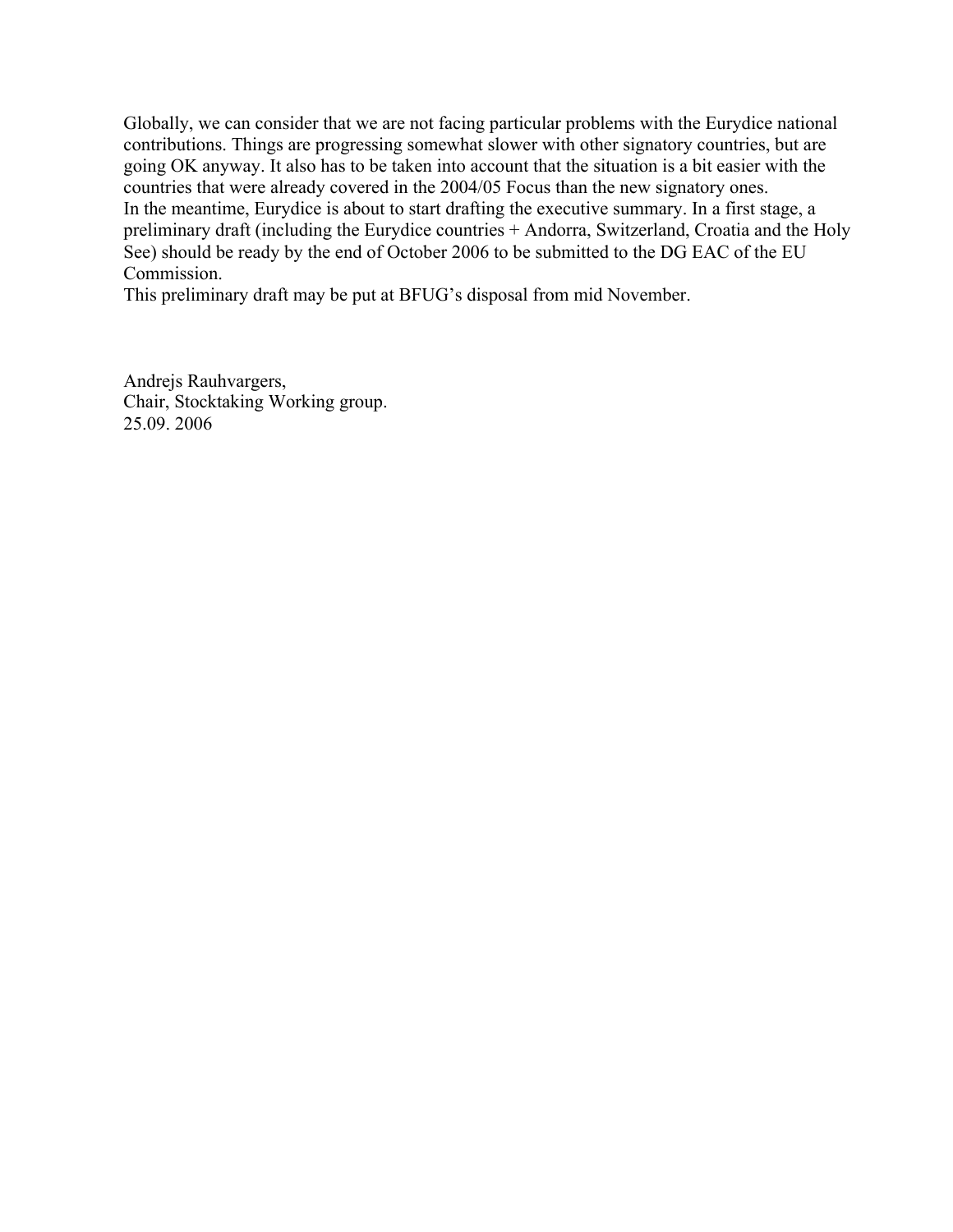Globally, we can consider that we are not facing particular problems with the Eurydice national contributions. Things are progressing somewhat slower with other signatory countries, but are going OK anyway. It also has to be taken into account that the situation is a bit easier with the countries that were already covered in the 2004/05 Focus than the new signatory ones.

In the meantime, Eurydice is about to start drafting the executive summary. In a first stage, a preliminary draft (including the Eurydice countries + Andorra, Switzerland, Croatia and the Holy See) should be ready by the end of October 2006 to be submitted to the DG EAC of the EU Commission.

This preliminary draft may be put at BFUG's disposal from mid November.

Andrejs Rauhvargers,
Chair, Stocktaking Working group.
25.09. 2006